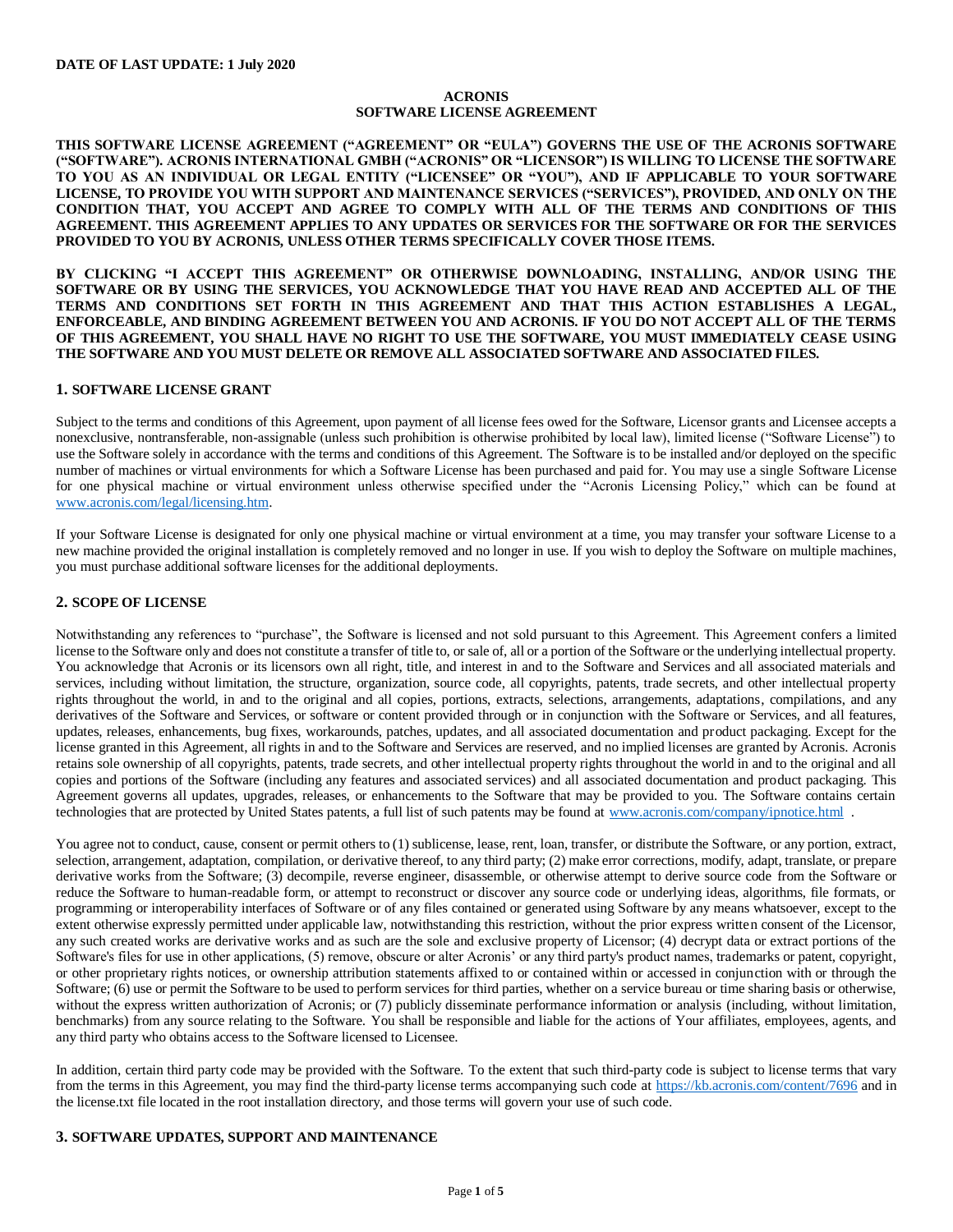**DATE OF LAST UPDATE: 1 July 2020**

# ACRONIS
## SOFTWARE LICENSE AGREEMENT

**THIS SOFTWARE LICENSE AGREEMENT ("AGREEMENT" OR "EULA") GOVERNS THE USE OF THE ACRONIS SOFTWARE ("SOFTWARE"). ACRONIS INTERNATIONAL GMBH ("ACRONIS" OR "LICENSOR") IS WILLING TO LICENSE THE SOFTWARE TO YOU AS AN INDIVIDUAL OR LEGAL ENTITY ("LICENSEE" OR "YOU"), AND IF APPLICABLE TO YOUR SOFTWARE LICENSE, TO PROVIDE YOU WITH SUPPORT AND MAINTENANCE SERVICES ("SERVICES"), PROVIDED, AND ONLY ON THE CONDITION THAT, YOU ACCEPT AND AGREE TO COMPLY WITH ALL OF THE TERMS AND CONDITIONS OF THIS AGREEMENT. THIS AGREEMENT APPLIES TO ANY UPDATES OR SERVICES FOR THE SOFTWARE OR FOR THE SERVICES PROVIDED TO YOU BY ACRONIS, UNLESS OTHER TERMS SPECIFICALLY COVER THOSE ITEMS.**

**BY CLICKING "I ACCEPT THIS AGREEMENT" OR OTHERWISE DOWNLOADING, INSTALLING, AND/OR USING THE SOFTWARE OR BY USING THE SERVICES, YOU ACKNOWLEDGE THAT YOU HAVE READ AND ACCEPTED ALL OF THE TERMS AND CONDITIONS SET FORTH IN THIS AGREEMENT AND THAT THIS ACTION ESTABLISHES A LEGAL, ENFORCEABLE, AND BINDING AGREEMENT BETWEEN YOU AND ACRONIS. IF YOU DO NOT ACCEPT ALL OF THE TERMS OF THIS AGREEMENT, YOU SHALL HAVE NO RIGHT TO USE THE SOFTWARE, YOU MUST IMMEDIATELY CEASE USING THE SOFTWARE AND YOU MUST DELETE OR REMOVE ALL ASSOCIATED SOFTWARE AND ASSOCIATED FILES.**

### 1. SOFTWARE LICENSE GRANT

Subject to the terms and conditions of this Agreement, upon payment of all license fees owed for the Software, Licensor grants and Licensee accepts a nonexclusive, nontransferable, non-assignable (unless such prohibition is otherwise prohibited by local law), limited license ("Software License") to use the Software solely in accordance with the terms and conditions of this Agreement. The Software is to be installed and/or deployed on the specific number of machines or virtual environments for which a Software License has been purchased and paid for. You may use a single Software License for one physical machine or virtual environment unless otherwise specified under the "Acronis Licensing Policy," which can be found at www.acronis.com/legal/licensing.htm.

If your Software License is designated for only one physical machine or virtual environment at a time, you may transfer your software License to a new machine provided the original installation is completely removed and no longer in use. If you wish to deploy the Software on multiple machines, you must purchase additional software licenses for the additional deployments.

### 2. SCOPE OF LICENSE

Notwithstanding any references to "purchase", the Software is licensed and not sold pursuant to this Agreement. This Agreement confers a limited license to the Software only and does not constitute a transfer of title to, or sale of, all or a portion of the Software or the underlying intellectual property. You acknowledge that Acronis or its licensors own all right, title, and interest in and to the Software and Services and all associated materials and services, including without limitation, the structure, organization, source code, all copyrights, patents, trade secrets, and other intellectual property rights throughout the world, in and to the original and all copies, portions, extracts, selections, arrangements, adaptations, compilations, and any derivatives of the Software and Services, or software or content provided through or in conjunction with the Software or Services, and all features, updates, releases, enhancements, bug fixes, workarounds, patches, updates, and all associated documentation and product packaging. Except for the license granted in this Agreement, all rights in and to the Software and Services are reserved, and no implied licenses are granted by Acronis. Acronis retains sole ownership of all copyrights, patents, trade secrets, and other intellectual property rights throughout the world in and to the original and all copies and portions of the Software (including any features and associated services) and all associated documentation and product packaging. This Agreement governs all updates, upgrades, releases, or enhancements to the Software that may be provided to you. The Software contains certain technologies that are protected by United States patents, a full list of such patents may be found at www.acronis.com/company/ipnotice.html .

You agree not to conduct, cause, consent or permit others to (1) sublicense, lease, rent, loan, transfer, or distribute the Software, or any portion, extract, selection, arrangement, adaptation, compilation, or derivative thereof, to any third party; (2) make error corrections, modify, adapt, translate, or prepare derivative works from the Software; (3) decompile, reverse engineer, disassemble, or otherwise attempt to derive source code from the Software or reduce the Software to human-readable form, or attempt to reconstruct or discover any source code or underlying ideas, algorithms, file formats, or programming or interoperability interfaces of Software or of any files contained or generated using Software by any means whatsoever, except to the extent otherwise expressly permitted under applicable law, notwithstanding this restriction, without the prior express written consent of the Licensor, any such created works are derivative works and as such are the sole and exclusive property of Licensor; (4) decrypt data or extract portions of the Software's files for use in other applications, (5) remove, obscure or alter Acronis' or any third party's product names, trademarks or patent, copyright, or other proprietary rights notices, or ownership attribution statements affixed to or contained within or accessed in conjunction with or through the Software; (6) use or permit the Software to be used to perform services for third parties, whether on a service bureau or time sharing basis or otherwise, without the express written authorization of Acronis; or (7) publicly disseminate performance information or analysis (including, without limitation, benchmarks) from any source relating to the Software. You shall be responsible and liable for the actions of Your affiliates, employees, agents, and any third party who obtains access to the Software licensed to Licensee.

In addition, certain third party code may be provided with the Software. To the extent that such third-party code is subject to license terms that vary from the terms in this Agreement, you may find the third-party license terms accompanying such code at https://kb.acronis.com/content/7696 and in the license.txt file located in the root installation directory, and those terms will govern your use of such code.

### 3. SOFTWARE UPDATES, SUPPORT AND MAINTENANCE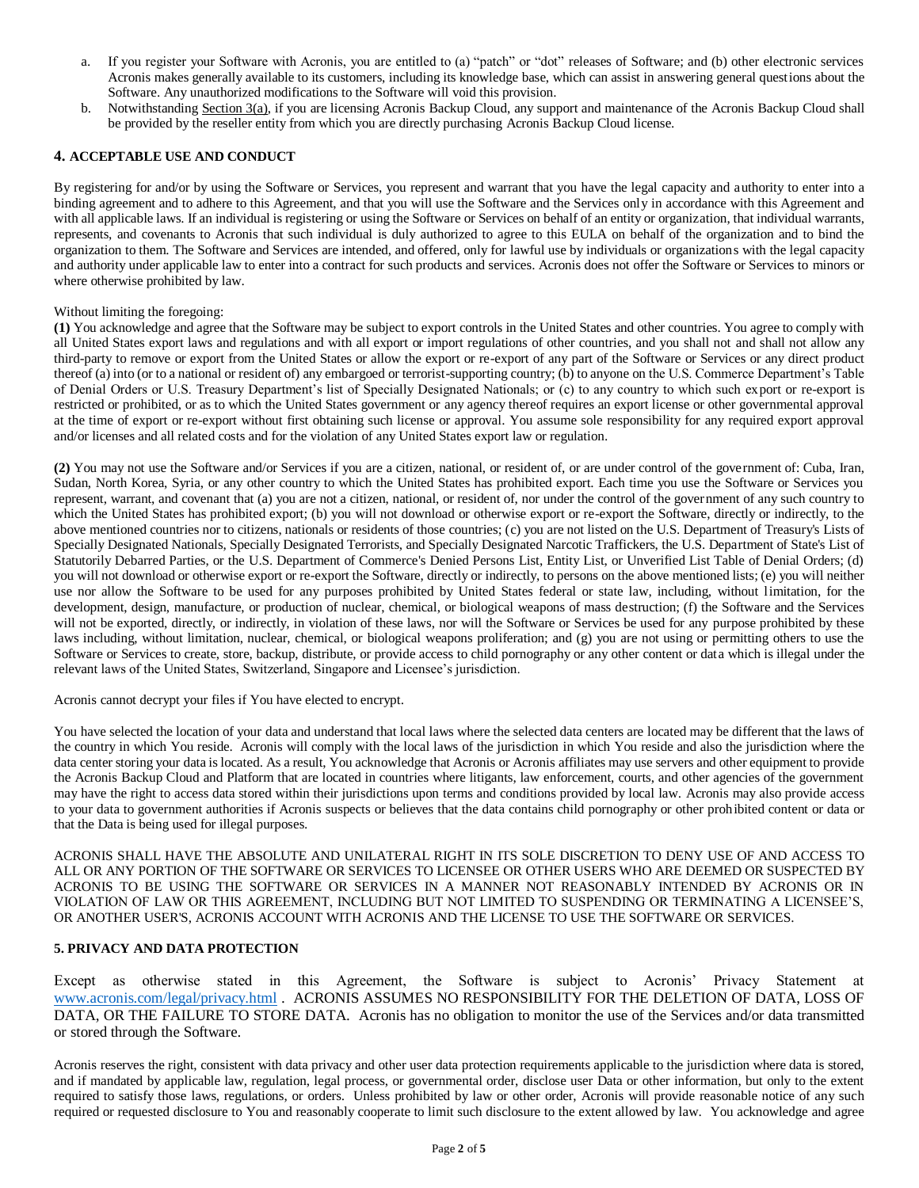a. If you register your Software with Acronis, you are entitled to (a) "patch" or "dot" releases of Software; and (b) other electronic services Acronis makes generally available to its customers, including its knowledge base, which can assist in answering general questions about the Software. Any unauthorized modifications to the Software will void this provision.
b. Notwithstanding Section 3(a), if you are licensing Acronis Backup Cloud, any support and maintenance of the Acronis Backup Cloud shall be provided by the reseller entity from which you are directly purchasing Acronis Backup Cloud license.

## 4. ACCEPTABLE USE AND CONDUCT

By registering for and/or by using the Software or Services, you represent and warrant that you have the legal capacity and authority to enter into a binding agreement and to adhere to this Agreement, and that you will use the Software and the Services only in accordance with this Agreement and with all applicable laws. If an individual is registering or using the Software or Services on behalf of an entity or organization, that individual warrants, represents, and covenants to Acronis that such individual is duly authorized to agree to this EULA on behalf of the organization and to bind the organization to them. The Software and Services are intended, and offered, only for lawful use by individuals or organizations with the legal capacity and authority under applicable law to enter into a contract for such products and services. Acronis does not offer the Software or Services to minors or where otherwise prohibited by law.

Without limiting the foregoing:

**(1)** You acknowledge and agree that the Software may be subject to export controls in the United States and other countries. You agree to comply with all United States export laws and regulations and with all export or import regulations of other countries, and you shall not and shall not allow any third-party to remove or export from the United States or allow the export or re-export of any part of the Software or Services or any direct product thereof (a) into (or to a national or resident of) any embargoed or terrorist-supporting country; (b) to anyone on the U.S. Commerce Department's Table of Denial Orders or U.S. Treasury Department's list of Specially Designated Nationals; or (c) to any country to which such export or re-export is restricted or prohibited, or as to which the United States government or any agency thereof requires an export license or other governmental approval at the time of export or re-export without first obtaining such license or approval. You assume sole responsibility for any required export approval and/or licenses and all related costs and for the violation of any United States export law or regulation.

**(2)** You may not use the Software and/or Services if you are a citizen, national, or resident of, or are under control of the government of: Cuba, Iran, Sudan, North Korea, Syria, or any other country to which the United States has prohibited export. Each time you use the Software or Services you represent, warrant, and covenant that (a) you are not a citizen, national, or resident of, nor under the control of the government of any such country to which the United States has prohibited export; (b) you will not download or otherwise export or re-export the Software, directly or indirectly, to the above mentioned countries nor to citizens, nationals or residents of those countries; (c) you are not listed on the U.S. Department of Treasury's Lists of Specially Designated Nationals, Specially Designated Terrorists, and Specially Designated Narcotic Traffickers, the U.S. Department of State's List of Statutorily Debarred Parties, or the U.S. Department of Commerce's Denied Persons List, Entity List, or Unverified List Table of Denial Orders; (d) you will not download or otherwise export or re-export the Software, directly or indirectly, to persons on the above mentioned lists; (e) you will neither use nor allow the Software to be used for any purposes prohibited by United States federal or state law, including, without limitation, for the development, design, manufacture, or production of nuclear, chemical, or biological weapons of mass destruction; (f) the Software and the Services will not be exported, directly, or indirectly, in violation of these laws, nor will the Software or Services be used for any purpose prohibited by these laws including, without limitation, nuclear, chemical, or biological weapons proliferation; and (g) you are not using or permitting others to use the Software or Services to create, store, backup, distribute, or provide access to child pornography or any other content or data which is illegal under the relevant laws of the United States, Switzerland, Singapore and Licensee's jurisdiction.

Acronis cannot decrypt your files if You have elected to encrypt.

You have selected the location of your data and understand that local laws where the selected data centers are located may be different that the laws of the country in which You reside. Acronis will comply with the local laws of the jurisdiction in which You reside and also the jurisdiction where the data center storing your data is located. As a result, You acknowledge that Acronis or Acronis affiliates may use servers and other equipment to provide the Acronis Backup Cloud and Platform that are located in countries where litigants, law enforcement, courts, and other agencies of the government may have the right to access data stored within their jurisdictions upon terms and conditions provided by local law. Acronis may also provide access to your data to government authorities if Acronis suspects or believes that the data contains child pornography or other prohibited content or data or that the Data is being used for illegal purposes.

ACRONIS SHALL HAVE THE ABSOLUTE AND UNILATERAL RIGHT IN ITS SOLE DISCRETION TO DENY USE OF AND ACCESS TO ALL OR ANY PORTION OF THE SOFTWARE OR SERVICES TO LICENSEE OR OTHER USERS WHO ARE DEEMED OR SUSPECTED BY ACRONIS TO BE USING THE SOFTWARE OR SERVICES IN A MANNER NOT REASONABLY INTENDED BY ACRONIS OR IN VIOLATION OF LAW OR THIS AGREEMENT, INCLUDING BUT NOT LIMITED TO SUSPENDING OR TERMINATING A LICENSEE'S, OR ANOTHER USER'S, ACRONIS ACCOUNT WITH ACRONIS AND THE LICENSE TO USE THE SOFTWARE OR SERVICES.

## 5. PRIVACY AND DATA PROTECTION

Except as otherwise stated in this Agreement, the Software is subject to Acronis' Privacy Statement at www.acronis.com/legal/privacy.html . ACRONIS ASSUMES NO RESPONSIBILITY FOR THE DELETION OF DATA, LOSS OF DATA, OR THE FAILURE TO STORE DATA. Acronis has no obligation to monitor the use of the Services and/or data transmitted or stored through the Software.

Acronis reserves the right, consistent with data privacy and other user data protection requirements applicable to the jurisdiction where data is stored, and if mandated by applicable law, regulation, legal process, or governmental order, disclose user Data or other information, but only to the extent required to satisfy those laws, regulations, or orders. Unless prohibited by law or other order, Acronis will provide reasonable notice of any such required or requested disclosure to You and reasonably cooperate to limit such disclosure to the extent allowed by law. You acknowledge and agree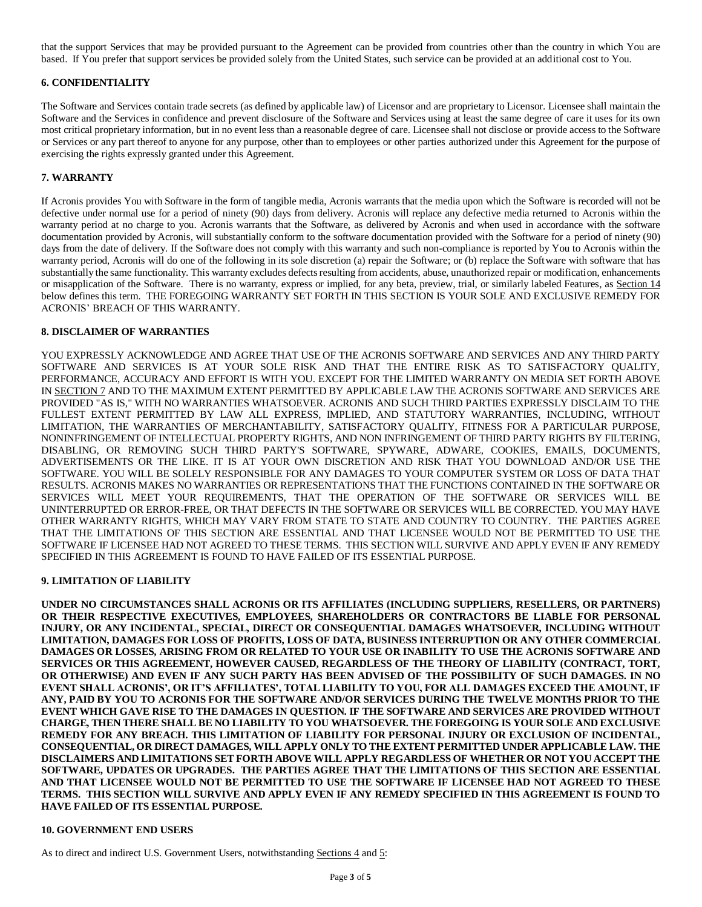that the support Services that may be provided pursuant to the Agreement can be provided from countries other than the country in which You are based. If You prefer that support services be provided solely from the United States, such service can be provided at an additional cost to You.

### 6. CONFIDENTIALITY

The Software and Services contain trade secrets (as defined by applicable law) of Licensor and are proprietary to Licensor. Licensee shall maintain the Software and the Services in confidence and prevent disclosure of the Software and Services using at least the same degree of care it uses for its own most critical proprietary information, but in no event less than a reasonable degree of care. Licensee shall not disclose or provide access to the Software or Services or any part thereof to anyone for any purpose, other than to employees or other parties authorized under this Agreement for the purpose of exercising the rights expressly granted under this Agreement.

### 7. WARRANTY

If Acronis provides You with Software in the form of tangible media, Acronis warrants that the media upon which the Software is recorded will not be defective under normal use for a period of ninety (90) days from delivery. Acronis will replace any defective media returned to Acronis within the warranty period at no charge to you. Acronis warrants that the Software, as delivered by Acronis and when used in accordance with the software documentation provided by Acronis, will substantially conform to the software documentation provided with the Software for a period of ninety (90) days from the date of delivery. If the Software does not comply with this warranty and such non-compliance is reported by You to Acronis within the warranty period, Acronis will do one of the following in its sole discretion (a) repair the Software; or (b) replace the Software with software that has substantially the same functionality. This warranty excludes defects resulting from accidents, abuse, unauthorized repair or modification, enhancements or misapplication of the Software. There is no warranty, express or implied, for any beta, preview, trial, or similarly labeled Features, as Section 14 below defines this term. THE FOREGOING WARRANTY SET FORTH IN THIS SECTION IS YOUR SOLE AND EXCLUSIVE REMEDY FOR ACRONIS' BREACH OF THIS WARRANTY.

### 8. DISCLAIMER OF WARRANTIES

YOU EXPRESSLY ACKNOWLEDGE AND AGREE THAT USE OF THE ACRONIS SOFTWARE AND SERVICES AND ANY THIRD PARTY SOFTWARE AND SERVICES IS AT YOUR SOLE RISK AND THAT THE ENTIRE RISK AS TO SATISFACTORY QUALITY, PERFORMANCE, ACCURACY AND EFFORT IS WITH YOU. EXCEPT FOR THE LIMITED WARRANTY ON MEDIA SET FORTH ABOVE IN SECTION 7 AND TO THE MAXIMUM EXTENT PERMITTED BY APPLICABLE LAW THE ACRONIS SOFTWARE AND SERVICES ARE PROVIDED "AS IS," WITH NO WARRANTIES WHATSOEVER. ACRONIS AND SUCH THIRD PARTIES EXPRESSLY DISCLAIM TO THE FULLEST EXTENT PERMITTED BY LAW ALL EXPRESS, IMPLIED, AND STATUTORY WARRANTIES, INCLUDING, WITHOUT LIMITATION, THE WARRANTIES OF MERCHANTABILITY, SATISFACTORY QUALITY, FITNESS FOR A PARTICULAR PURPOSE, NONINFRINGEMENT OF INTELLECTUAL PROPERTY RIGHTS, AND NON INFRINGEMENT OF THIRD PARTY RIGHTS BY FILTERING, DISABLING, OR REMOVING SUCH THIRD PARTY'S SOFTWARE, SPYWARE, ADWARE, COOKIES, EMAILS, DOCUMENTS, ADVERTISEMENTS OR THE LIKE. IT IS AT YOUR OWN DISCRETION AND RISK THAT YOU DOWNLOAD AND/OR USE THE SOFTWARE. YOU WILL BE SOLELY RESPONSIBLE FOR ANY DAMAGES TO YOUR COMPUTER SYSTEM OR LOSS OF DATA THAT RESULTS. ACRONIS MAKES NO WARRANTIES OR REPRESENTATIONS THAT THE FUNCTIONS CONTAINED IN THE SOFTWARE OR SERVICES WILL MEET YOUR REQUIREMENTS, THAT THE OPERATION OF THE SOFTWARE OR SERVICES WILL BE UNINTERRUPTED OR ERROR-FREE, OR THAT DEFECTS IN THE SOFTWARE OR SERVICES WILL BE CORRECTED. YOU MAY HAVE OTHER WARRANTY RIGHTS, WHICH MAY VARY FROM STATE TO STATE AND COUNTRY TO COUNTRY. THE PARTIES AGREE THAT THE LIMITATIONS OF THIS SECTION ARE ESSENTIAL AND THAT LICENSEE WOULD NOT BE PERMITTED TO USE THE SOFTWARE IF LICENSEE HAD NOT AGREED TO THESE TERMS. THIS SECTION WILL SURVIVE AND APPLY EVEN IF ANY REMEDY SPECIFIED IN THIS AGREEMENT IS FOUND TO HAVE FAILED OF ITS ESSENTIAL PURPOSE.

### 9. LIMITATION OF LIABILITY

**UNDER NO CIRCUMSTANCES SHALL ACRONIS OR ITS AFFILIATES (INCLUDING SUPPLIERS, RESELLERS, OR PARTNERS) OR THEIR RESPECTIVE EXECUTIVES, EMPLOYEES, SHAREHOLDERS OR CONTRACTORS BE LIABLE FOR PERSONAL INJURY, OR ANY INCIDENTAL, SPECIAL, DIRECT OR CONSEQUENTIAL DAMAGES WHATSOEVER, INCLUDING WITHOUT LIMITATION, DAMAGES FOR LOSS OF PROFITS, LOSS OF DATA, BUSINESS INTERRUPTION OR ANY OTHER COMMERCIAL DAMAGES OR LOSSES, ARISING FROM OR RELATED TO YOUR USE OR INABILITY TO USE THE ACRONIS SOFTWARE AND SERVICES OR THIS AGREEMENT, HOWEVER CAUSED, REGARDLESS OF THE THEORY OF LIABILITY (CONTRACT, TORT, OR OTHERWISE) AND EVEN IF ANY SUCH PARTY HAS BEEN ADVISED OF THE POSSIBILITY OF SUCH DAMAGES. IN NO EVENT SHALL ACRONIS', OR IT'S AFFILIATES', TOTAL LIABILITY TO YOU, FOR ALL DAMAGES EXCEED THE AMOUNT, IF ANY, PAID BY YOU TO ACRONIS FOR THE SOFTWARE AND/OR SERVICES DURING THE TWELVE MONTHS PRIOR TO THE EVENT WHICH GAVE RISE TO THE DAMAGES IN QUESTION. IF THE SOFTWARE AND SERVICES ARE PROVIDED WITHOUT CHARGE, THEN THERE SHALL BE NO LIABILITY TO YOU WHATSOEVER. THE FOREGOING IS YOUR SOLE AND EXCLUSIVE REMEDY FOR ANY BREACH. THIS LIMITATION OF LIABILITY FOR PERSONAL INJURY OR EXCLUSION OF INCIDENTAL, CONSEQUENTIAL, OR DIRECT DAMAGES, WILL APPLY ONLY TO THE EXTENT PERMITTED UNDER APPLICABLE LAW. THE DISCLAIMERS AND LIMITATIONS SET FORTH ABOVE WILL APPLY REGARDLESS OF WHETHER OR NOT YOU ACCEPT THE SOFTWARE, UPDATES OR UPGRADES. THE PARTIES AGREE THAT THE LIMITATIONS OF THIS SECTION ARE ESSENTIAL AND THAT LICENSEE WOULD NOT BE PERMITTED TO USE THE SOFTWARE IF LICENSEE HAD NOT AGREED TO THESE TERMS. THIS SECTION WILL SURVIVE AND APPLY EVEN IF ANY REMEDY SPECIFIED IN THIS AGREEMENT IS FOUND TO HAVE FAILED OF ITS ESSENTIAL PURPOSE.**

### 10. GOVERNMENT END USERS

As to direct and indirect U.S. Government Users, notwithstanding Sections 4 and 5: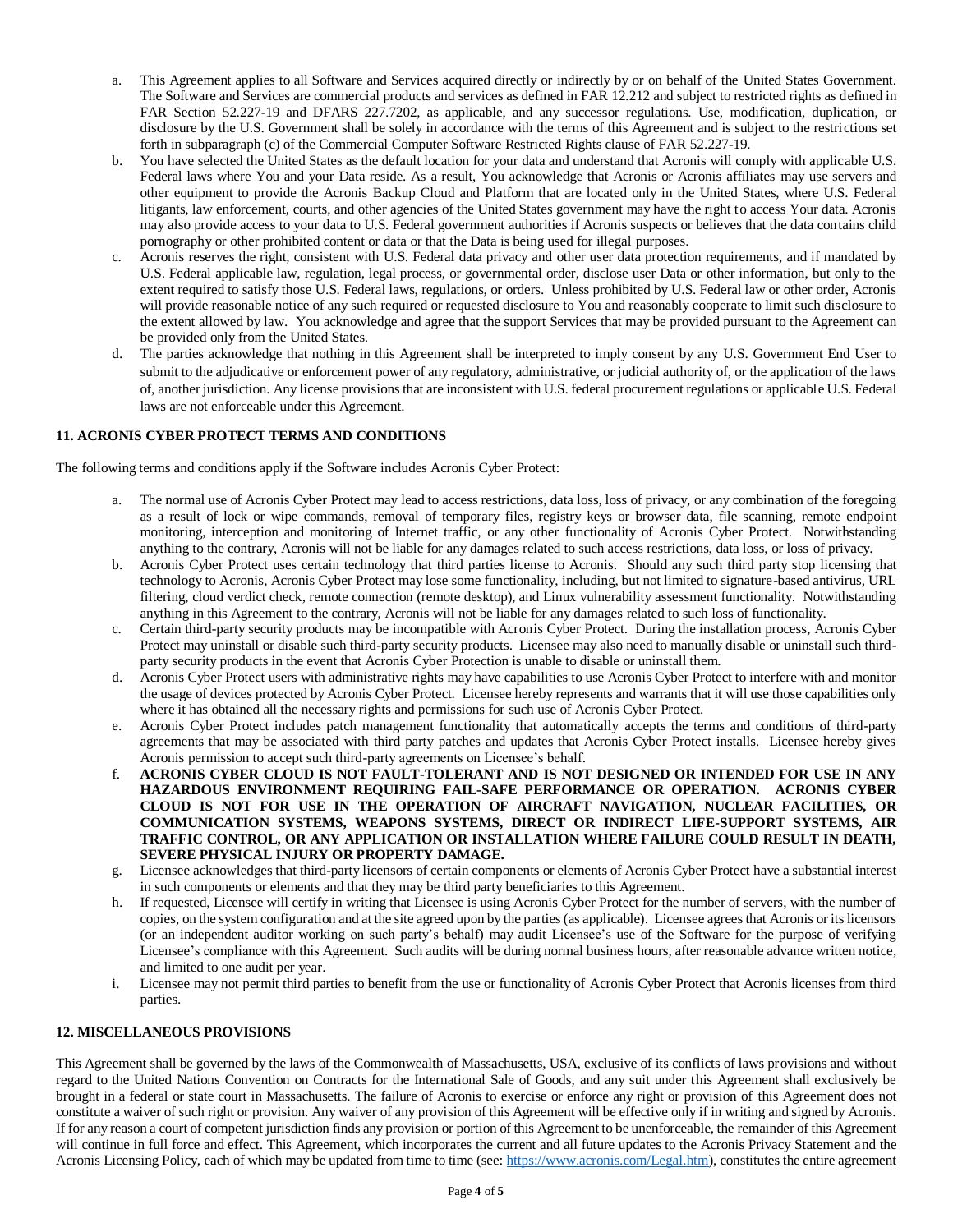a. This Agreement applies to all Software and Services acquired directly or indirectly by or on behalf of the United States Government. The Software and Services are commercial products and services as defined in FAR 12.212 and subject to restricted rights as defined in FAR Section 52.227-19 and DFARS 227.7202, as applicable, and any successor regulations. Use, modification, duplication, or disclosure by the U.S. Government shall be solely in accordance with the terms of this Agreement and is subject to the restrictions set forth in subparagraph (c) of the Commercial Computer Software Restricted Rights clause of FAR 52.227-19.

b. You have selected the United States as the default location for your data and understand that Acronis will comply with applicable U.S. Federal laws where You and your Data reside. As a result, You acknowledge that Acronis or Acronis affiliates may use servers and other equipment to provide the Acronis Backup Cloud and Platform that are located only in the United States, where U.S. Federal litigants, law enforcement, courts, and other agencies of the United States government may have the right to access Your data. Acronis may also provide access to your data to U.S. Federal government authorities if Acronis suspects or believes that the data contains child pornography or other prohibited content or data or that the Data is being used for illegal purposes.

c. Acronis reserves the right, consistent with U.S. Federal data privacy and other user data protection requirements, and if mandated by U.S. Federal applicable law, regulation, legal process, or governmental order, disclose user Data or other information, but only to the extent required to satisfy those U.S. Federal laws, regulations, or orders. Unless prohibited by U.S. Federal law or other order, Acronis will provide reasonable notice of any such required or requested disclosure to You and reasonably cooperate to limit such disclosure to the extent allowed by law. You acknowledge and agree that the support Services that may be provided pursuant to the Agreement can be provided only from the United States.

d. The parties acknowledge that nothing in this Agreement shall be interpreted to imply consent by any U.S. Government End User to submit to the adjudicative or enforcement power of any regulatory, administrative, or judicial authority of, or the application of the laws of, another jurisdiction. Any license provisions that are inconsistent with U.S. federal procurement regulations or applicable U.S. Federal laws are not enforceable under this Agreement.

### 11. ACRONIS CYBER PROTECT TERMS AND CONDITIONS

The following terms and conditions apply if the Software includes Acronis Cyber Protect:

a. The normal use of Acronis Cyber Protect may lead to access restrictions, data loss, loss of privacy, or any combination of the foregoing as a result of lock or wipe commands, removal of temporary files, registry keys or browser data, file scanning, remote endpoint monitoring, interception and monitoring of Internet traffic, or any other functionality of Acronis Cyber Protect. Notwithstanding anything to the contrary, Acronis will not be liable for any damages related to such access restrictions, data loss, or loss of privacy.

b. Acronis Cyber Protect uses certain technology that third parties license to Acronis. Should any such third party stop licensing that technology to Acronis, Acronis Cyber Protect may lose some functionality, including, but not limited to signature-based antivirus, URL filtering, cloud verdict check, remote connection (remote desktop), and Linux vulnerability assessment functionality. Notwithstanding anything in this Agreement to the contrary, Acronis will not be liable for any damages related to such loss of functionality.

c. Certain third-party security products may be incompatible with Acronis Cyber Protect. During the installation process, Acronis Cyber Protect may uninstall or disable such third-party security products. Licensee may also need to manually disable or uninstall such third-party security products in the event that Acronis Cyber Protection is unable to disable or uninstall them.

d. Acronis Cyber Protect users with administrative rights may have capabilities to use Acronis Cyber Protect to interfere with and monitor the usage of devices protected by Acronis Cyber Protect. Licensee hereby represents and warrants that it will use those capabilities only where it has obtained all the necessary rights and permissions for such use of Acronis Cyber Protect.

e. Acronis Cyber Protect includes patch management functionality that automatically accepts the terms and conditions of third-party agreements that may be associated with third party patches and updates that Acronis Cyber Protect installs. Licensee hereby gives Acronis permission to accept such third-party agreements on Licensee's behalf.

f. **ACRONIS CYBER CLOUD IS NOT FAULT-TOLERANT AND IS NOT DESIGNED OR INTENDED FOR USE IN ANY HAZARDOUS ENVIRONMENT REQUIRING FAIL-SAFE PERFORMANCE OR OPERATION. ACRONIS CYBER CLOUD IS NOT FOR USE IN THE OPERATION OF AIRCRAFT NAVIGATION, NUCLEAR FACILITIES, OR COMMUNICATION SYSTEMS, WEAPONS SYSTEMS, DIRECT OR INDIRECT LIFE-SUPPORT SYSTEMS, AIR TRAFFIC CONTROL, OR ANY APPLICATION OR INSTALLATION WHERE FAILURE COULD RESULT IN DEATH, SEVERE PHYSICAL INJURY OR PROPERTY DAMAGE.**

g. Licensee acknowledges that third-party licensors of certain components or elements of Acronis Cyber Protect have a substantial interest in such components or elements and that they may be third party beneficiaries to this Agreement.

h. If requested, Licensee will certify in writing that Licensee is using Acronis Cyber Protect for the number of servers, with the number of copies, on the system configuration and at the site agreed upon by the parties (as applicable). Licensee agrees that Acronis or its licensors (or an independent auditor working on such party's behalf) may audit Licensee's use of the Software for the purpose of verifying Licensee's compliance with this Agreement. Such audits will be during normal business hours, after reasonable advance written notice, and limited to one audit per year.

i. Licensee may not permit third parties to benefit from the use or functionality of Acronis Cyber Protect that Acronis licenses from third parties.

### 12. MISCELLANEOUS PROVISIONS

This Agreement shall be governed by the laws of the Commonwealth of Massachusetts, USA, exclusive of its conflicts of laws provisions and without regard to the United Nations Convention on Contracts for the International Sale of Goods, and any suit under this Agreement shall exclusively be brought in a federal or state court in Massachusetts. The failure of Acronis to exercise or enforce any right or provision of this Agreement does not constitute a waiver of such right or provision. Any waiver of any provision of this Agreement will be effective only if in writing and signed by Acronis. If for any reason a court of competent jurisdiction finds any provision or portion of this Agreement to be unenforceable, the remainder of this Agreement will continue in full force and effect. This Agreement, which incorporates the current and all future updates to the Acronis Privacy Statement and the Acronis Licensing Policy, each of which may be updated from time to time (see: https://www.acronis.com/Legal.htm), constitutes the entire agreement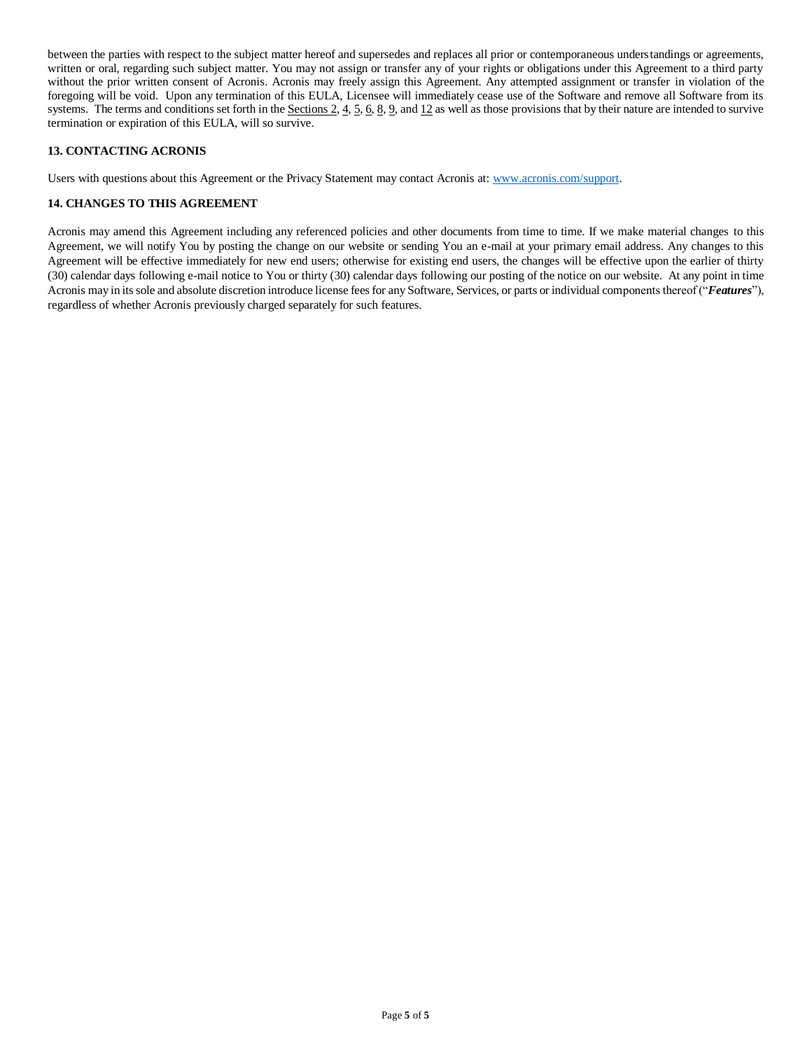between the parties with respect to the subject matter hereof and supersedes and replaces all prior or contemporaneous understandings or agreements, written or oral, regarding such subject matter. You may not assign or transfer any of your rights or obligations under this Agreement to a third party without the prior written consent of Acronis. Acronis may freely assign this Agreement. Any attempted assignment or transfer in violation of the foregoing will be void. Upon any termination of this EULA, Licensee will immediately cease use of the Software and remove all Software from its systems. The terms and conditions set forth in the Sections 2, 4, 5, 6, 8, 9, and 12 as well as those provisions that by their nature are intended to survive termination or expiration of this EULA, will so survive.

**13. CONTACTING ACRONIS**

Users with questions about this Agreement or the Privacy Statement may contact Acronis at: [www.acronis.com/support](www.acronis.com/support).

**14. CHANGES TO THIS AGREEMENT**

Acronis may amend this Agreement including any referenced policies and other documents from time to time. If we make material changes to this Agreement, we will notify You by posting the change on our website or sending You an e-mail at your primary email address. Any changes to this Agreement will be effective immediately for new end users; otherwise for existing end users, the changes will be effective upon the earlier of thirty (30) calendar days following e-mail notice to You or thirty (30) calendar days following our posting of the notice on our website. At any point in time Acronis may in its sole and absolute discretion introduce license fees for any Software, Services, or parts or individual components thereof ("***Features***"), regardless of whether Acronis previously charged separately for such features.